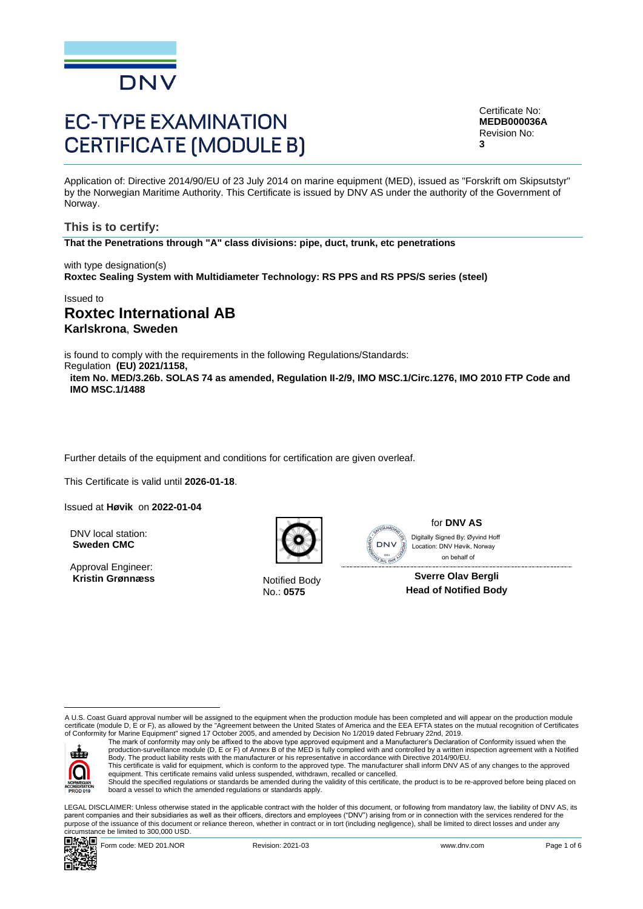DNV

# EC-TYPE EXAMINATION CERTIFICATE (MODULE B)

Certificate No:
**MEDB000036A**
Revision No:
**3**

Application of: Directive 2014/90/EU of 23 July 2014 on marine equipment (MED), issued as "Forskrift om Skipsutstyr" by the Norwegian Maritime Authority. This Certificate is issued by DNV AS under the authority of the Government of Norway.

## This is to certify:

**That the Penetrations through "A" class divisions: pipe, duct, trunk, etc penetrations**

with type designation(s)
**Roxtec Sealing System with Multidiameter Technology: RS PPS and RS PPS/S series (steel)**

Issued to
## Roxtec International AB
**Karlskrona**, **Sweden**

is found to comply with the requirements in the following Regulations/Standards:
Regulation **(EU) 2021/1158,**
**item No. MED/3.26b. SOLAS 74 as amended, Regulation II-2/9, IMO MSC.1/Circ.1276, IMO 2010 FTP Code and IMO MSC.1/1488**

Further details of the equipment and conditions for certification are given overleaf.

This Certificate is valid until **2026-01-18**.

Issued at **Høvik** on **2022-01-04**

DNV local station:
**Sweden CMC**

Approval Engineer:
**Kristin Grønnæss**

Notified Body
No.: **0575**

for **DNV AS**
Digitally Signed By: Øyvind Hoff
Location: DNV Høvik, Norway
on behalf of

**Sverre Olav Bergli**
**Head of Notified Body**

A U.S. Coast Guard approval number will be assigned to the equipment when the production module has been completed and will appear on the production module certificate (module D, E or F), as allowed by the "Agreement between the United States of America and the EEA EFTA states on the mutual recognition of Certificates of Conformity for Marine Equipment" signed 17 October 2005, and amended by Decision No 1/2019 dated February 22nd, 2019.

The mark of conformity may only be affixed to the above type approved equipment and a Manufacturer's Declaration of Conformity issued when the production-surveillance module (D, E or F) of Annex B of the MED is fully complied with and controlled by a written inspection agreement with a Notified Body. The product liability rests with the manufacturer or his representative in accordance with Directive 2014/90/EU.
This certificate is valid for equipment, which is conform to the approved type. The manufacturer shall inform DNV AS of any changes to the approved equipment. This certificate remains valid unless suspended, withdrawn, recalled or cancelled.
Should the specified regulations or standards be amended during the validity of this certificate, the product is to be re-approved before being placed on board a vessel to which the amended regulations or standards apply.

LEGAL DISCLAIMER: Unless otherwise stated in the applicable contract with the holder of this document, or following from mandatory law, the liability of DNV AS, its parent companies and their subsidiaries as well as their officers, directors and employees ("DNV") arising from or in connection with the services rendered for the purpose of the issuance of this document or reliance thereon, whether in contract or in tort (including negligence), shall be limited to direct losses and under any circumstance be limited to 300,000 USD.

Form code: MED 201.NOR    Revision: 2021-03    www.dnv.com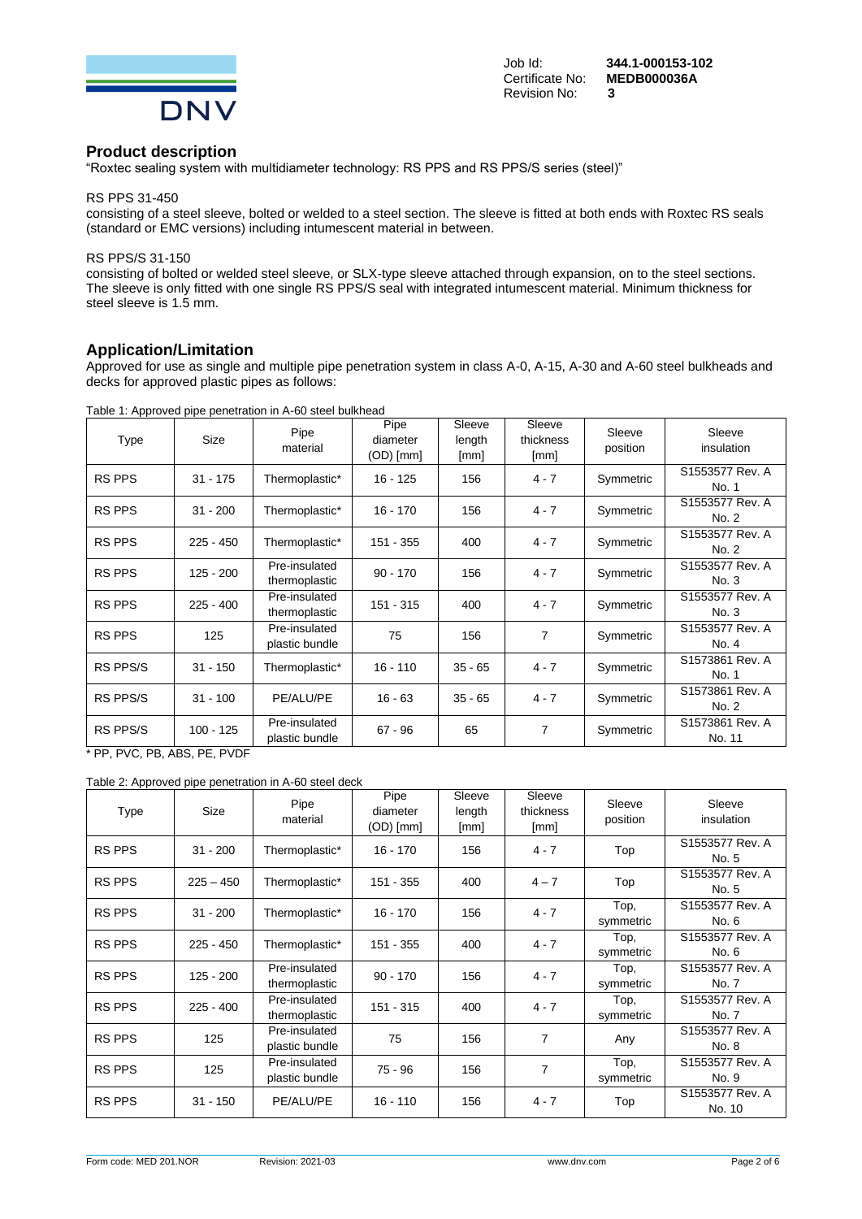## Product description

"Roxtec sealing system with multidiameter technology: RS PPS and RS PPS/S series (steel)"

RS PPS 31-450

consisting of a steel sleeve, bolted or welded to a steel section. The sleeve is fitted at both ends with Roxtec RS seals (standard or EMC versions) including intumescent material in between.

RS PPS/S 31-150

consisting of bolted or welded steel sleeve, or SLX-type sleeve attached through expansion, on to the steel sections. The sleeve is only fitted with one single RS PPS/S seal with integrated intumescent material. Minimum thickness for steel sleeve is 1.5 mm.

## Application/Limitation

Approved for use as single and multiple pipe penetration system in class A-0, A-15, A-30 and A-60 steel bulkheads and decks for approved plastic pipes as follows:

Table 1: Approved pipe penetration in A-60 steel bulkhead

| Type | Size | Pipe material | Pipe diameter (OD) [mm] | Sleeve length [mm] | Sleeve thickness [mm] | Sleeve position | Sleeve insulation |
|---|---|---|---|---|---|---|---|
| RS PPS | 31 - 175 | Thermoplastic* | 16 - 125 | 156 | 4 - 7 | Symmetric | S1553577 Rev. A No. 1 |
| RS PPS | 31 - 200 | Thermoplastic* | 16 - 170 | 156 | 4 - 7 | Symmetric | S1553577 Rev. A No. 2 |
| RS PPS | 225 - 450 | Thermoplastic* | 151 - 355 | 400 | 4 - 7 | Symmetric | S1553577 Rev. A No. 2 |
| RS PPS | 125 - 200 | Pre-insulated thermoplastic | 90 - 170 | 156 | 4 - 7 | Symmetric | S1553577 Rev. A No. 3 |
| RS PPS | 225 - 400 | Pre-insulated thermoplastic | 151 - 315 | 400 | 4 - 7 | Symmetric | S1553577 Rev. A No. 3 |
| RS PPS | 125 | Pre-insulated plastic bundle | 75 | 156 | 7 | Symmetric | S1553577 Rev. A No. 4 |
| RS PPS/S | 31 - 150 | Thermoplastic* | 16 - 110 | 35 - 65 | 4 - 7 | Symmetric | S1573861 Rev. A No. 1 |
| RS PPS/S | 31 - 100 | PE/ALU/PE | 16 - 63 | 35 - 65 | 4 - 7 | Symmetric | S1573861 Rev. A No. 2 |
| RS PPS/S | 100 - 125 | Pre-insulated plastic bundle | 67 - 96 | 65 | 7 | Symmetric | S1573861 Rev. A No. 11 |

* PP, PVC, PB, ABS, PE, PVDF

Table 2: Approved pipe penetration in A-60 steel deck

| Type | Size | Pipe material | Pipe diameter (OD) [mm] | Sleeve length [mm] | Sleeve thickness [mm] | Sleeve position | Sleeve insulation |
|---|---|---|---|---|---|---|---|
| RS PPS | 31 - 200 | Thermoplastic* | 16 - 170 | 156 | 4 - 7 | Top | S1553577 Rev. A No. 5 |
| RS PPS | 225 – 450 | Thermoplastic* | 151 - 355 | 400 | 4 – 7 | Top | S1553577 Rev. A No. 5 |
| RS PPS | 31 - 200 | Thermoplastic* | 16 - 170 | 156 | 4 - 7 | Top, symmetric | S1553577 Rev. A No. 6 |
| RS PPS | 225 - 450 | Thermoplastic* | 151 - 355 | 400 | 4 - 7 | Top, symmetric | S1553577 Rev. A No. 6 |
| RS PPS | 125 - 200 | Pre-insulated thermoplastic | 90 - 170 | 156 | 4 - 7 | Top, symmetric | S1553577 Rev. A No. 7 |
| RS PPS | 225 - 400 | Pre-insulated thermoplastic | 151 - 315 | 400 | 4 - 7 | Top, symmetric | S1553577 Rev. A No. 7 |
| RS PPS | 125 | Pre-insulated plastic bundle | 75 | 156 | 7 | Any | S1553577 Rev. A No. 8 |
| RS PPS | 125 | Pre-insulated plastic bundle | 75 - 96 | 156 | 7 | Top, symmetric | S1553577 Rev. A No. 9 |
| RS PPS | 31 - 150 | PE/ALU/PE | 16 - 110 | 156 | 4 - 7 | Top | S1553577 Rev. A No. 10 |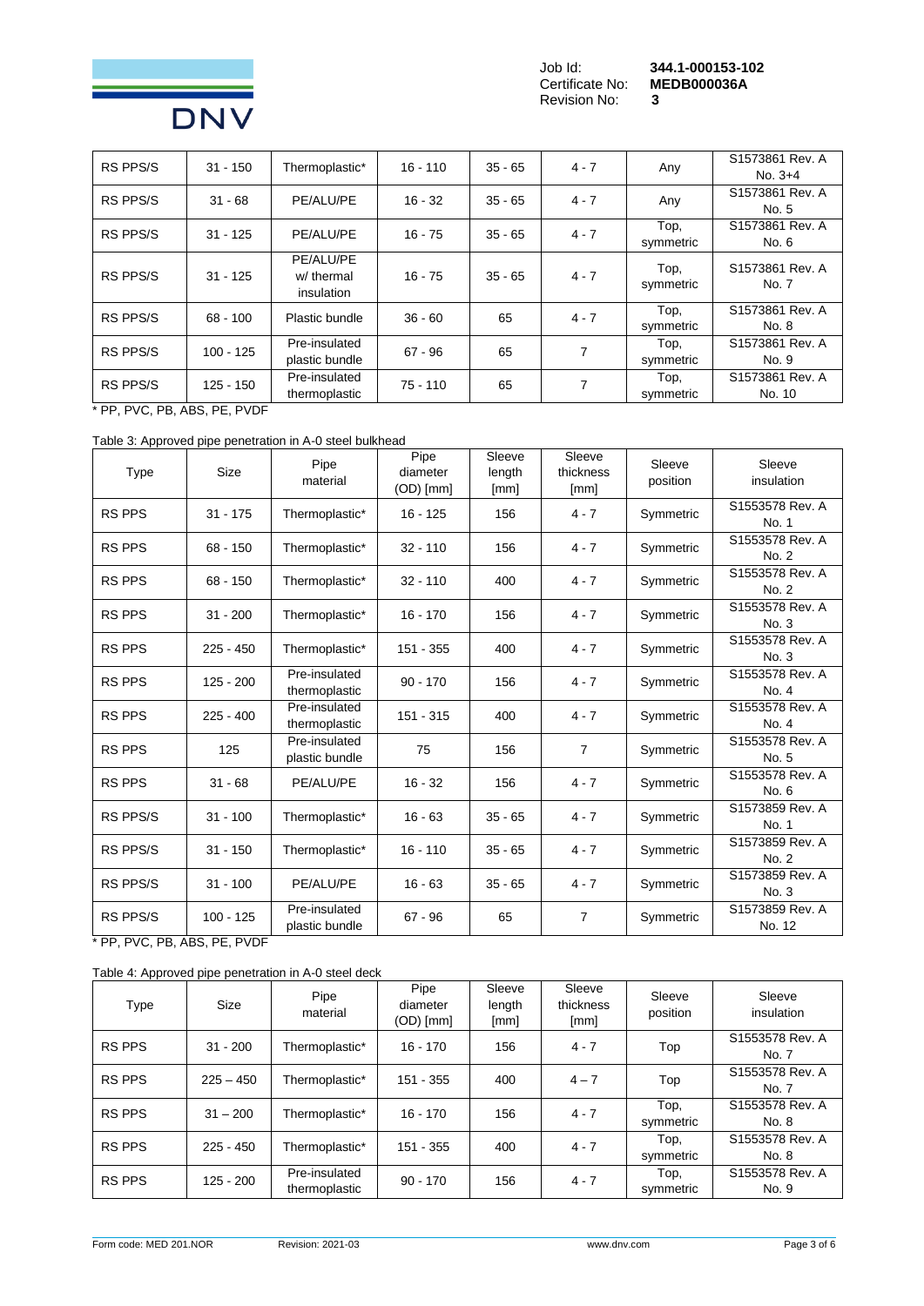| | | | | | | | |
|---|---|---|---|---|---|---|---|
| RS PPS/S | 31 - 150 | Thermoplastic* | 16 - 110 | 35 - 65 | 4 - 7 | Any | S1573861 Rev. A No. 3+4 |
| RS PPS/S | 31 - 68 | PE/ALU/PE | 16 - 32 | 35 - 65 | 4 - 7 | Any | S1573861 Rev. A No. 5 |
| RS PPS/S | 31 - 125 | PE/ALU/PE | 16 - 75 | 35 - 65 | 4 - 7 | Top, symmetric | S1573861 Rev. A No. 6 |
| RS PPS/S | 31 - 125 | PE/ALU/PE w/ thermal insulation | 16 - 75 | 35 - 65 | 4 - 7 | Top, symmetric | S1573861 Rev. A No. 7 |
| RS PPS/S | 68 - 100 | Plastic bundle | 36 - 60 | 65 | 4 - 7 | Top, symmetric | S1573861 Rev. A No. 8 |
| RS PPS/S | 100 - 125 | Pre-insulated plastic bundle | 67 - 96 | 65 | 7 | Top, symmetric | S1573861 Rev. A No. 9 |
| RS PPS/S | 125 - 150 | Pre-insulated thermoplastic | 75 - 110 | 65 | 7 | Top, symmetric | S1573861 Rev. A No. 10 |

* PP, PVC, PB, ABS, PE, PVDF

Table 3: Approved pipe penetration in A-0 steel bulkhead

| Type | Size | Pipe material | Pipe diameter (OD) [mm] | Sleeve length [mm] | Sleeve thickness [mm] | Sleeve position | Sleeve insulation |
|---|---|---|---|---|---|---|---|
| RS PPS | 31 - 175 | Thermoplastic* | 16 - 125 | 156 | 4 - 7 | Symmetric | S1553578 Rev. A No. 1 |
| RS PPS | 68 - 150 | Thermoplastic* | 32 - 110 | 156 | 4 - 7 | Symmetric | S1553578 Rev. A No. 2 |
| RS PPS | 68 - 150 | Thermoplastic* | 32 - 110 | 400 | 4 - 7 | Symmetric | S1553578 Rev. A No. 2 |
| RS PPS | 31 - 200 | Thermoplastic* | 16 - 170 | 156 | 4 - 7 | Symmetric | S1553578 Rev. A No. 3 |
| RS PPS | 225 - 450 | Thermoplastic* | 151 - 355 | 400 | 4 - 7 | Symmetric | S1553578 Rev. A No. 3 |
| RS PPS | 125 - 200 | Pre-insulated thermoplastic | 90 - 170 | 156 | 4 - 7 | Symmetric | S1553578 Rev. A No. 4 |
| RS PPS | 225 - 400 | Pre-insulated thermoplastic | 151 - 315 | 400 | 4 - 7 | Symmetric | S1553578 Rev. A No. 4 |
| RS PPS | 125 | Pre-insulated plastic bundle | 75 | 156 | 7 | Symmetric | S1553578 Rev. A No. 5 |
| RS PPS | 31 - 68 | PE/ALU/PE | 16 - 32 | 156 | 4 - 7 | Symmetric | S1553578 Rev. A No. 6 |
| RS PPS/S | 31 - 100 | Thermoplastic* | 16 - 63 | 35 - 65 | 4 - 7 | Symmetric | S1573859 Rev. A No. 1 |
| RS PPS/S | 31 - 150 | Thermoplastic* | 16 - 110 | 35 - 65 | 4 - 7 | Symmetric | S1573859 Rev. A No. 2 |
| RS PPS/S | 31 - 100 | PE/ALU/PE | 16 - 63 | 35 - 65 | 4 - 7 | Symmetric | S1573859 Rev. A No. 3 |
| RS PPS/S | 100 - 125 | Pre-insulated plastic bundle | 67 - 96 | 65 | 7 | Symmetric | S1573859 Rev. A No. 12 |

* PP, PVC, PB, ABS, PE, PVDF

Table 4: Approved pipe penetration in A-0 steel deck

| Type | Size | Pipe material | Pipe diameter (OD) [mm] | Sleeve length [mm] | Sleeve thickness [mm] | Sleeve position | Sleeve insulation |
|---|---|---|---|---|---|---|---|
| RS PPS | 31 - 200 | Thermoplastic* | 16 - 170 | 156 | 4 - 7 | Top | S1553578 Rev. A No. 7 |
| RS PPS | 225 – 450 | Thermoplastic* | 151 - 355 | 400 | 4 – 7 | Top | S1553578 Rev. A No. 7 |
| RS PPS | 31 – 200 | Thermoplastic* | 16 - 170 | 156 | 4 - 7 | Top, symmetric | S1553578 Rev. A No. 8 |
| RS PPS | 225 - 450 | Thermoplastic* | 151 - 355 | 400 | 4 - 7 | Top, symmetric | S1553578 Rev. A No. 8 |
| RS PPS | 125 - 200 | Pre-insulated thermoplastic | 90 - 170 | 156 | 4 - 7 | Top, symmetric | S1553578 Rev. A No. 9 |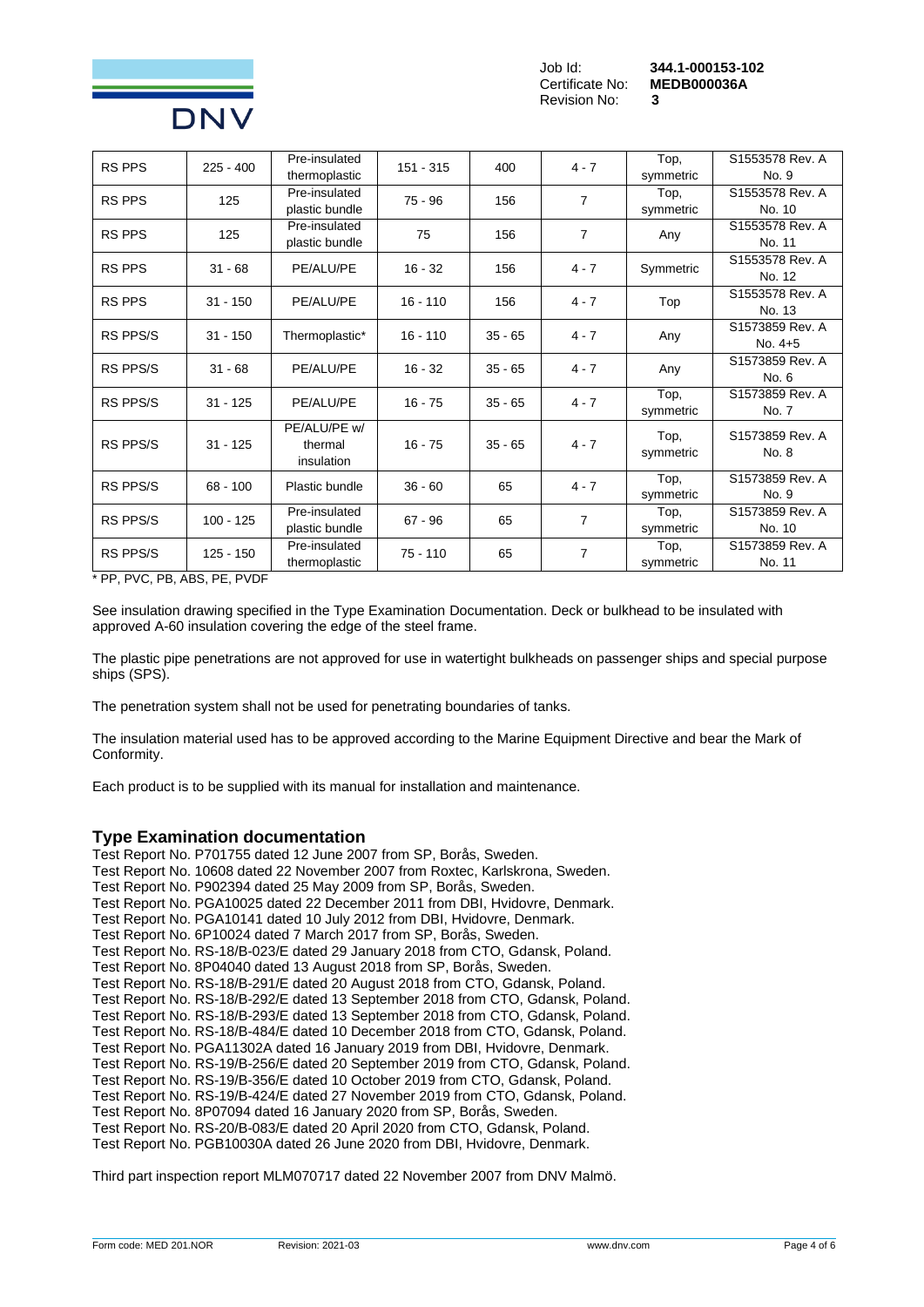| RS PPS | 225 - 400 | Pre-insulated thermoplastic | 151 - 315 | 400 | 4 - 7 | Top, symmetric | S1553578 Rev. A No. 9 |
|---|---|---|---|---|---|---|---|
| RS PPS | 125 | Pre-insulated plastic bundle | 75 - 96 | 156 | 7 | Top, symmetric | S1553578 Rev. A No. 10 |
| RS PPS | 125 | Pre-insulated plastic bundle | 75 | 156 | 7 | Any | S1553578 Rev. A No. 11 |
| RS PPS | 31 - 68 | PE/ALU/PE | 16 - 32 | 156 | 4 - 7 | Symmetric | S1553578 Rev. A No. 12 |
| RS PPS | 31 - 150 | PE/ALU/PE | 16 - 110 | 156 | 4 - 7 | Top | S1553578 Rev. A No. 13 |
| RS PPS/S | 31 - 150 | Thermoplastic* | 16 - 110 | 35 - 65 | 4 - 7 | Any | S1573859 Rev. A No. 4+5 |
| RS PPS/S | 31 - 68 | PE/ALU/PE | 16 - 32 | 35 - 65 | 4 - 7 | Any | S1573859 Rev. A No. 6 |
| RS PPS/S | 31 - 125 | PE/ALU/PE | 16 - 75 | 35 - 65 | 4 - 7 | Top, symmetric | S1573859 Rev. A No. 7 |
| RS PPS/S | 31 - 125 | PE/ALU/PE w/ thermal insulation | 16 - 75 | 35 - 65 | 4 - 7 | Top, symmetric | S1573859 Rev. A No. 8 |
| RS PPS/S | 68 - 100 | Plastic bundle | 36 - 60 | 65 | 4 - 7 | Top, symmetric | S1573859 Rev. A No. 9 |
| RS PPS/S | 100 - 125 | Pre-insulated plastic bundle | 67 - 96 | 65 | 7 | Top, symmetric | S1573859 Rev. A No. 10 |
| RS PPS/S | 125 - 150 | Pre-insulated thermoplastic | 75 - 110 | 65 | 7 | Top, symmetric | S1573859 Rev. A No. 11 |

* PP, PVC, PB, ABS, PE, PVDF

See insulation drawing specified in the Type Examination Documentation. Deck or bulkhead to be insulated with approved A-60 insulation covering the edge of the steel frame.

The plastic pipe penetrations are not approved for use in watertight bulkheads on passenger ships and special purpose ships (SPS).

The penetration system shall not be used for penetrating boundaries of tanks.

The insulation material used has to be approved according to the Marine Equipment Directive and bear the Mark of Conformity.

Each product is to be supplied with its manual for installation and maintenance.

## Type Examination documentation

Test Report No. P701755 dated 12 June 2007 from SP, Borås, Sweden.
Test Report No. 10608 dated 22 November 2007 from Roxtec, Karlskrona, Sweden.
Test Report No. P902394 dated 25 May 2009 from SP, Borås, Sweden.
Test Report No. PGA10025 dated 22 December 2011 from DBI, Hvidovre, Denmark.
Test Report No. PGA10141 dated 10 July 2012 from DBI, Hvidovre, Denmark.
Test Report No. 6P10024 dated 7 March 2017 from SP, Borås, Sweden.
Test Report No. RS-18/B-023/E dated 29 January 2018 from CTO, Gdansk, Poland.
Test Report No. 8P04040 dated 13 August 2018 from SP, Borås, Sweden.
Test Report No. RS-18/B-291/E dated 20 August 2018 from CTO, Gdansk, Poland.
Test Report No. RS-18/B-292/E dated 13 September 2018 from CTO, Gdansk, Poland.
Test Report No. RS-18/B-293/E dated 13 September 2018 from CTO, Gdansk, Poland.
Test Report No. RS-18/B-484/E dated 10 December 2018 from CTO, Gdansk, Poland.
Test Report No. PGA11302A dated 16 January 2019 from DBI, Hvidovre, Denmark.
Test Report No. RS-19/B-256/E dated 20 September 2019 from CTO, Gdansk, Poland.
Test Report No. RS-19/B-356/E dated 10 October 2019 from CTO, Gdansk, Poland.
Test Report No. RS-19/B-424/E dated 27 November 2019 from CTO, Gdansk, Poland.
Test Report No. 8P07094 dated 16 January 2020 from SP, Borås, Sweden.
Test Report No. RS-20/B-083/E dated 20 April 2020 from CTO, Gdansk, Poland.
Test Report No. PGB10030A dated 26 June 2020 from DBI, Hvidovre, Denmark.

Third part inspection report MLM070717 dated 22 November 2007 from DNV Malmö.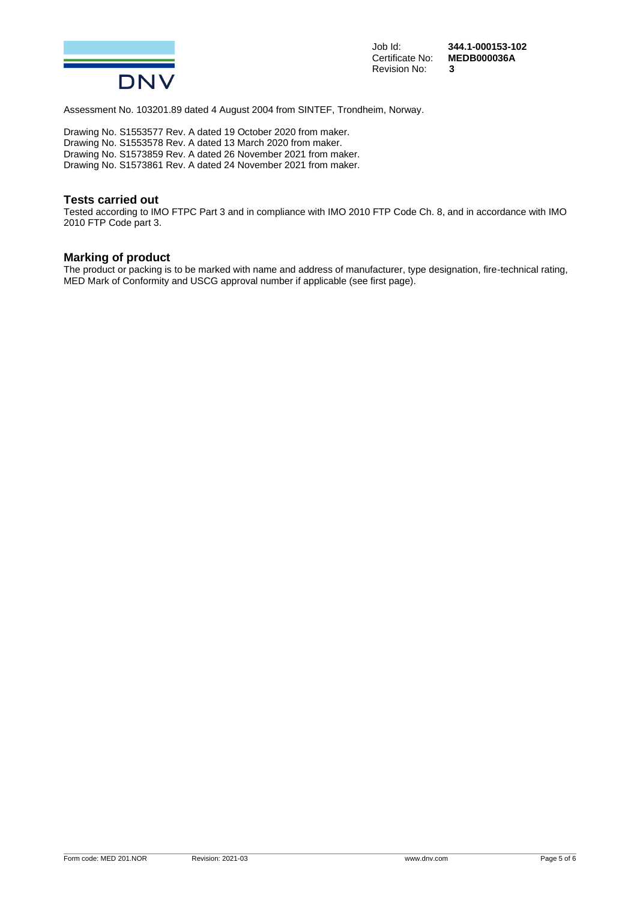Job Id: **344.1-000153-102**
Certificate No: **MEDB000036A**
Revision No: **3**

Assessment No. 103201.89 dated 4 August 2004 from SINTEF, Trondheim, Norway.

Drawing No. S1553577 Rev. A dated 19 October 2020 from maker.
Drawing No. S1553578 Rev. A dated 13 March 2020 from maker.
Drawing No. S1573859 Rev. A dated 26 November 2021 from maker.
Drawing No. S1573861 Rev. A dated 24 November 2021 from maker.

## Tests carried out

Tested according to IMO FTPC Part 3 and in compliance with IMO 2010 FTP Code Ch. 8, and in accordance with IMO 2010 FTP Code part 3.

## Marking of product

The product or packing is to be marked with name and address of manufacturer, type designation, fire-technical rating, MED Mark of Conformity and USCG approval number if applicable (see first page).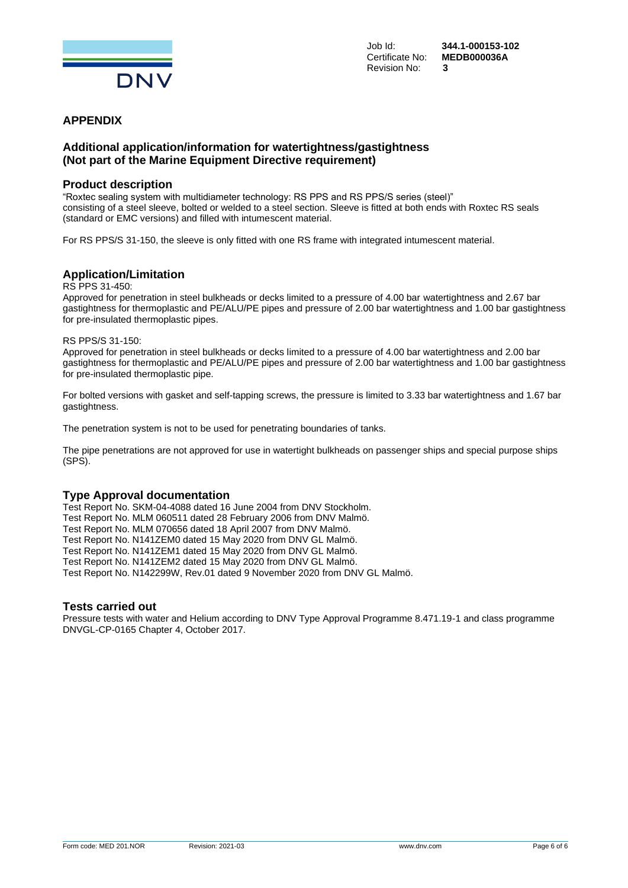Job Id: **344.1-000153-102**
Certificate No: **MEDB000036A**
Revision No: **3**

## APPENDIX

### Additional application/information for watertightness/gastightness (Not part of the Marine Equipment Directive requirement)

### Product description

"Roxtec sealing system with multidiameter technology: RS PPS and RS PPS/S series (steel)" consisting of a steel sleeve, bolted or welded to a steel section. Sleeve is fitted at both ends with Roxtec RS seals (standard or EMC versions) and filled with intumescent material.

For RS PPS/S 31-150, the sleeve is only fitted with one RS frame with integrated intumescent material.

### Application/Limitation

RS PPS 31-450:
Approved for penetration in steel bulkheads or decks limited to a pressure of 4.00 bar watertightness and 2.67 bar gastightness for thermoplastic and PE/ALU/PE pipes and pressure of 2.00 bar watertightness and 1.00 bar gastightness for pre-insulated thermoplastic pipes.

RS PPS/S 31-150:
Approved for penetration in steel bulkheads or decks limited to a pressure of 4.00 bar watertightness and 2.00 bar gastightness for thermoplastic and PE/ALU/PE pipes and pressure of 2.00 bar watertightness and 1.00 bar gastightness for pre-insulated thermoplastic pipe.

For bolted versions with gasket and self-tapping screws, the pressure is limited to 3.33 bar watertightness and 1.67 bar gastightness.

The penetration system is not to be used for penetrating boundaries of tanks.

The pipe penetrations are not approved for use in watertight bulkheads on passenger ships and special purpose ships (SPS).

### Type Approval documentation

Test Report No. SKM-04-4088 dated 16 June 2004 from DNV Stockholm.
Test Report No. MLM 060511 dated 28 February 2006 from DNV Malmö.
Test Report No. MLM 070656 dated 18 April 2007 from DNV Malmö.
Test Report No. N141ZEM0 dated 15 May 2020 from DNV GL Malmö.
Test Report No. N141ZEM1 dated 15 May 2020 from DNV GL Malmö.
Test Report No. N141ZEM2 dated 15 May 2020 from DNV GL Malmö.
Test Report No. N142299W, Rev.01 dated 9 November 2020 from DNV GL Malmö.

### Tests carried out

Pressure tests with water and Helium according to DNV Type Approval Programme 8.471.19-1 and class programme DNVGL-CP-0165 Chapter 4, October 2017.